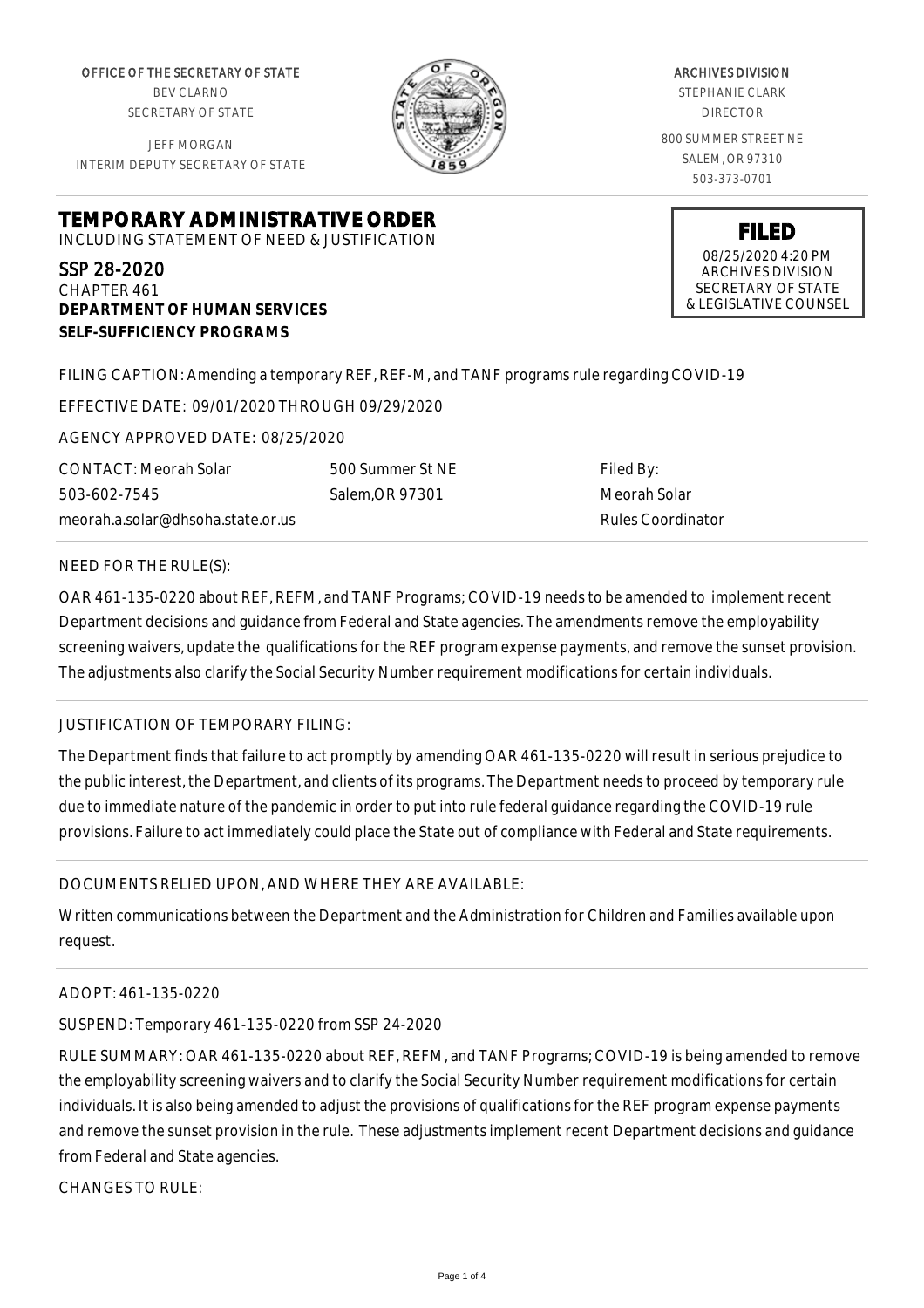OFFICE OF THE SECRETARY OF STATE
BEV CLARNO
SECRETARY OF STATE

JEFF MORGAN
INTERIM DEPUTY SECRETARY OF STATE

ARCHIVES DIVISION
STEPHANIE CLARK
DIRECTOR

800 SUMMER STREET NE
SALEM, OR 97310
503-373-0701

# TEMPORARY ADMINISTRATIVE ORDER

INCLUDING STATEMENT OF NEED & JUSTIFICATION

**FILED**
08/25/2020 4:20 PM
ARCHIVES DIVISION
SECRETARY OF STATE
& LEGISLATIVE COUNSEL

SSP 28-2020
CHAPTER 461
**DEPARTMENT OF HUMAN SERVICES**
**SELF-SUFFICIENCY PROGRAMS**

FILING CAPTION: Amending a temporary REF, REF-M, and TANF programs rule regarding COVID-19

EFFECTIVE DATE: 09/01/2020 THROUGH 09/29/2020

AGENCY APPROVED DATE: 08/25/2020

CONTACT: Meorah Solar
503-602-7545
meorah.a.solar@dhsoha.state.or.us

500 Summer St NE
Salem,OR 97301

Filed By:
Meorah Solar
Rules Coordinator

NEED FOR THE RULE(S):

OAR 461-135-0220 about REF, REFM, and TANF Programs; COVID-19 needs to be amended to implement recent Department decisions and guidance from Federal and State agencies. The amendments remove the employability screening waivers, update the qualifications for the REF program expense payments, and remove the sunset provision. The adjustments also clarify the Social Security Number requirement modifications for certain individuals.

JUSTIFICATION OF TEMPORARY FILING:

The Department finds that failure to act promptly by amending OAR 461-135-0220 will result in serious prejudice to the public interest, the Department, and clients of its programs. The Department needs to proceed by temporary rule due to immediate nature of the pandemic in order to put into rule federal guidance regarding the COVID-19 rule provisions. Failure to act immediately could place the State out of compliance with Federal and State requirements.

DOCUMENTS RELIED UPON, AND WHERE THEY ARE AVAILABLE:

Written communications between the Department and the Administration for Children and Families available upon request.

ADOPT: 461-135-0220

SUSPEND: Temporary 461-135-0220 from SSP 24-2020

RULE SUMMARY: OAR 461-135-0220 about REF, REFM, and TANF Programs; COVID-19 is being amended to remove the employability screening waivers and to clarify the Social Security Number requirement modifications for certain individuals. It is also being amended to adjust the provisions of qualifications for the REF program expense payments and remove the sunset provision in the rule. These adjustments implement recent Department decisions and guidance from Federal and State agencies.

CHANGES TO RULE: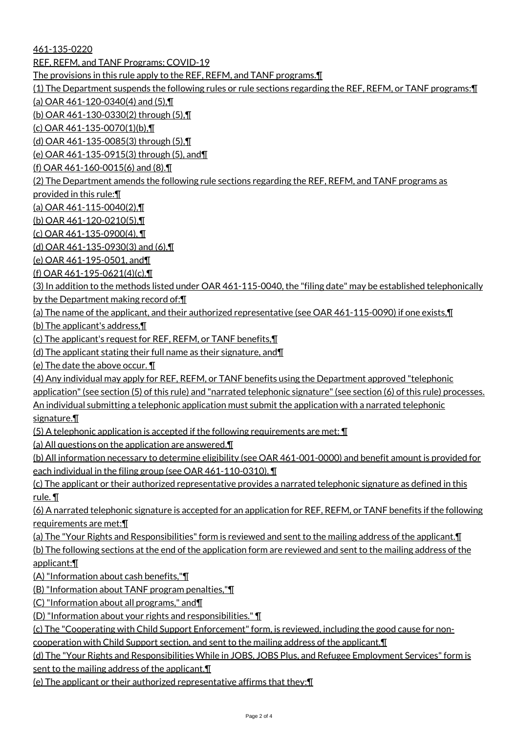461-135-0220

REF, REFM, and TANF Programs; COVID-19

The provisions in this rule apply to the REF, REFM, and TANF programs.¶

(1) The Department suspends the following rules or rule sections regarding the REF, REFM, or TANF programs:¶

(a) OAR 461-120-0340(4) and (5),¶

(b) OAR 461-130-0330(2) through (5),¶

(c) OAR 461-135-0070(1)(b),¶

(d) OAR 461-135-0085(3) through (5),¶

(e) OAR 461-135-0915(3) through (5), and¶

(f) OAR 461-160-0015(6) and (8).¶

(2) The Department amends the following rule sections regarding the REF, REFM, and TANF programs as provided in this rule:¶

(a) OAR 461-115-0040(2),¶

(b) OAR 461-120-0210(5),¶

(c) OAR 461-135-0900(4), ¶

(d) OAR 461-135-0930(3) and (6),¶

(e) OAR 461-195-0501, and¶

(f) OAR 461-195-0621(4)(c).¶

(3) In addition to the methods listed under OAR 461-115-0040, the "filing date" may be established telephonically by the Department making record of:¶

(a) The name of the applicant, and their authorized representative (see OAR 461-115-0090) if one exists,¶

(b) The applicant's address,¶

(c) The applicant's request for REF, REFM, or TANF benefits,¶

(d) The applicant stating their full name as their signature, and¶

(e) The date the above occur. ¶

(4) Any individual may apply for REF, REFM, or TANF benefits using the Department approved "telephonic application" (see section (5) of this rule) and "narrated telephonic signature" (see section (6) of this rule) processes. An individual submitting a telephonic application must submit the application with a narrated telephonic signature.¶

(5) A telephonic application is accepted if the following requirements are met: ¶

(a) All questions on the application are answered.¶

(b) All information necessary to determine eligibility (see OAR 461-001-0000) and benefit amount is provided for each individual in the filing group (see OAR 461-110-0310). ¶

(c) The applicant or their authorized representative provides a narrated telephonic signature as defined in this rule. ¶

(6) A narrated telephonic signature is accepted for an application for REF, REFM, or TANF benefits if the following requirements are met:¶

(a) The "Your Rights and Responsibilities" form is reviewed and sent to the mailing address of the applicant.¶

(b) The following sections at the end of the application form are reviewed and sent to the mailing address of the applicant:¶

(A) "Information about cash benefits,"¶

(B) "Information about TANF program penalties,"¶

(C) "Information about all programs," and¶

(D) "Information about your rights and responsibilities." ¶

(c) The "Cooperating with Child Support Enforcement" form, is reviewed, including the good cause for non-cooperation with Child Support section, and sent to the mailing address of the applicant.¶

(d) The "Your Rights and Responsibilities While in JOBS, JOBS Plus, and Refugee Employment Services" form is sent to the mailing address of the applicant.¶

(e) The applicant or their authorized representative affirms that they:¶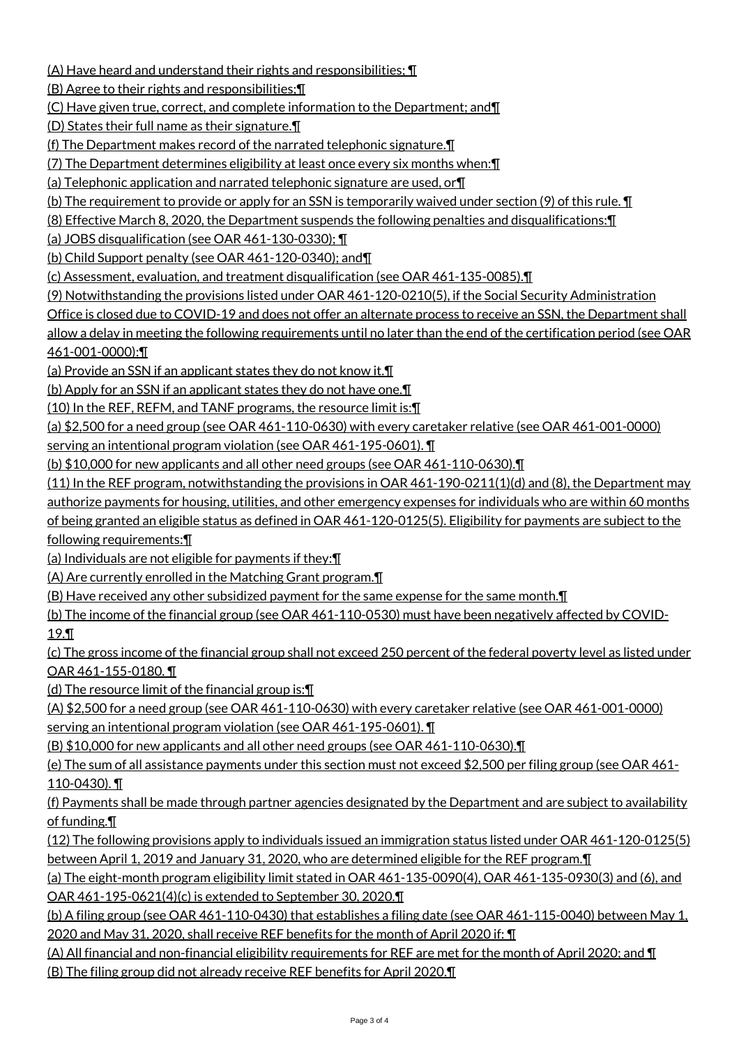(A) Have heard and understand their rights and responsibilities; ¶

(B) Agree to their rights and responsibilities;¶

(C) Have given true, correct, and complete information to the Department; and¶

(D) States their full name as their signature.¶

(f) The Department makes record of the narrated telephonic signature.¶

(7) The Department determines eligibility at least once every six months when:¶

(a) Telephonic application and narrated telephonic signature are used, or¶

(b) The requirement to provide or apply for an SSN is temporarily waived under section (9) of this rule. ¶

(8) Effective March 8, 2020, the Department suspends the following penalties and disqualifications:¶

(a) JOBS disqualification (see OAR 461-130-0330); ¶

(b) Child Support penalty (see OAR 461-120-0340); and¶

(c) Assessment, evaluation, and treatment disqualification (see OAR 461-135-0085).¶

(9) Notwithstanding the provisions listed under OAR 461-120-0210(5), if the Social Security Administration Office is closed due to COVID-19 and does not offer an alternate process to receive an SSN, the Department shall allow a delay in meeting the following requirements until no later than the end of the certification period (see OAR 461-001-0000):¶

(a) Provide an SSN if an applicant states they do not know it.¶

(b) Apply for an SSN if an applicant states they do not have one.¶

(10) In the REF, REFM, and TANF programs, the resource limit is:¶

(a) $2,500 for a need group (see OAR 461-110-0630) with every caretaker relative (see OAR 461-001-0000) serving an intentional program violation (see OAR 461-195-0601). ¶

(b) $10,000 for new applicants and all other need groups (see OAR 461-110-0630).¶

(11) In the REF program, notwithstanding the provisions in OAR 461-190-0211(1)(d) and (8), the Department may authorize payments for housing, utilities, and other emergency expenses for individuals who are within 60 months of being granted an eligible status as defined in OAR 461-120-0125(5). Eligibility for payments are subject to the following requirements:¶

(a) Individuals are not eligible for payments if they:¶

(A) Are currently enrolled in the Matching Grant program.¶

(B) Have received any other subsidized payment for the same expense for the same month.¶

(b) The income of the financial group (see OAR 461-110-0530) must have been negatively affected by COVID-19.¶

(c) The gross income of the financial group shall not exceed 250 percent of the federal poverty level as listed under OAR 461-155-0180. ¶

(d) The resource limit of the financial group is:¶

(A) $2,500 for a need group (see OAR 461-110-0630) with every caretaker relative (see OAR 461-001-0000) serving an intentional program violation (see OAR 461-195-0601). ¶

(B) $10,000 for new applicants and all other need groups (see OAR 461-110-0630).¶

(e) The sum of all assistance payments under this section must not exceed $2,500 per filing group (see OAR 461-110-0430). ¶

(f) Payments shall be made through partner agencies designated by the Department and are subject to availability of funding.¶

(12) The following provisions apply to individuals issued an immigration status listed under OAR 461-120-0125(5) between April 1, 2019 and January 31, 2020, who are determined eligible for the REF program.¶

(a) The eight-month program eligibility limit stated in OAR 461-135-0090(4), OAR 461-135-0930(3) and (6), and OAR 461-195-0621(4)(c) is extended to September 30, 2020.¶

(b) A filing group (see OAR 461-110-0430) that establishes a filing date (see OAR 461-115-0040) between May 1, 2020 and May 31, 2020, shall receive REF benefits for the month of April 2020 if: ¶

(A) All financial and non-financial eligibility requirements for REF are met for the month of April 2020; and ¶

(B) The filing group did not already receive REF benefits for April 2020.¶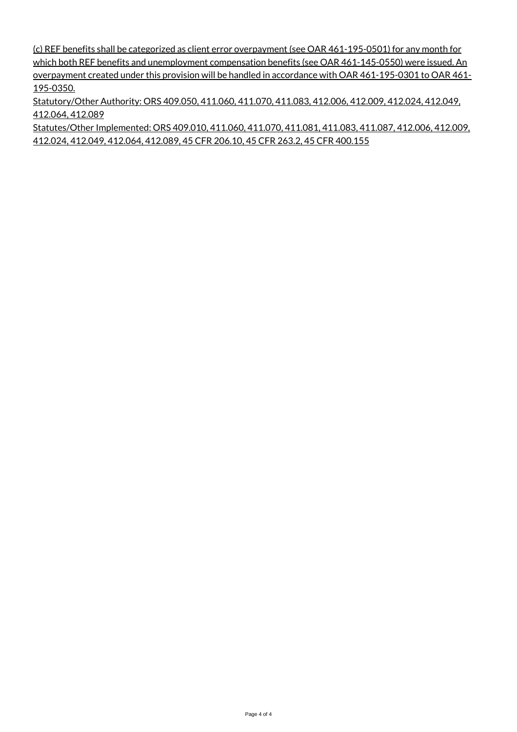(c) REF benefits shall be categorized as client error overpayment (see OAR 461-195-0501) for any month for which both REF benefits and unemployment compensation benefits (see OAR 461-145-0550) were issued. An overpayment created under this provision will be handled in accordance with OAR 461-195-0301 to OAR 461-195-0350.

Statutory/Other Authority: ORS 409.050, 411.060, 411.070, 411.083, 412.006, 412.009, 412.024, 412.049, 412.064, 412.089

Statutes/Other Implemented: ORS 409.010, 411.060, 411.070, 411.081, 411.083, 411.087, 412.006, 412.009, 412.024, 412.049, 412.064, 412.089, 45 CFR 206.10, 45 CFR 263.2, 45 CFR 400.155